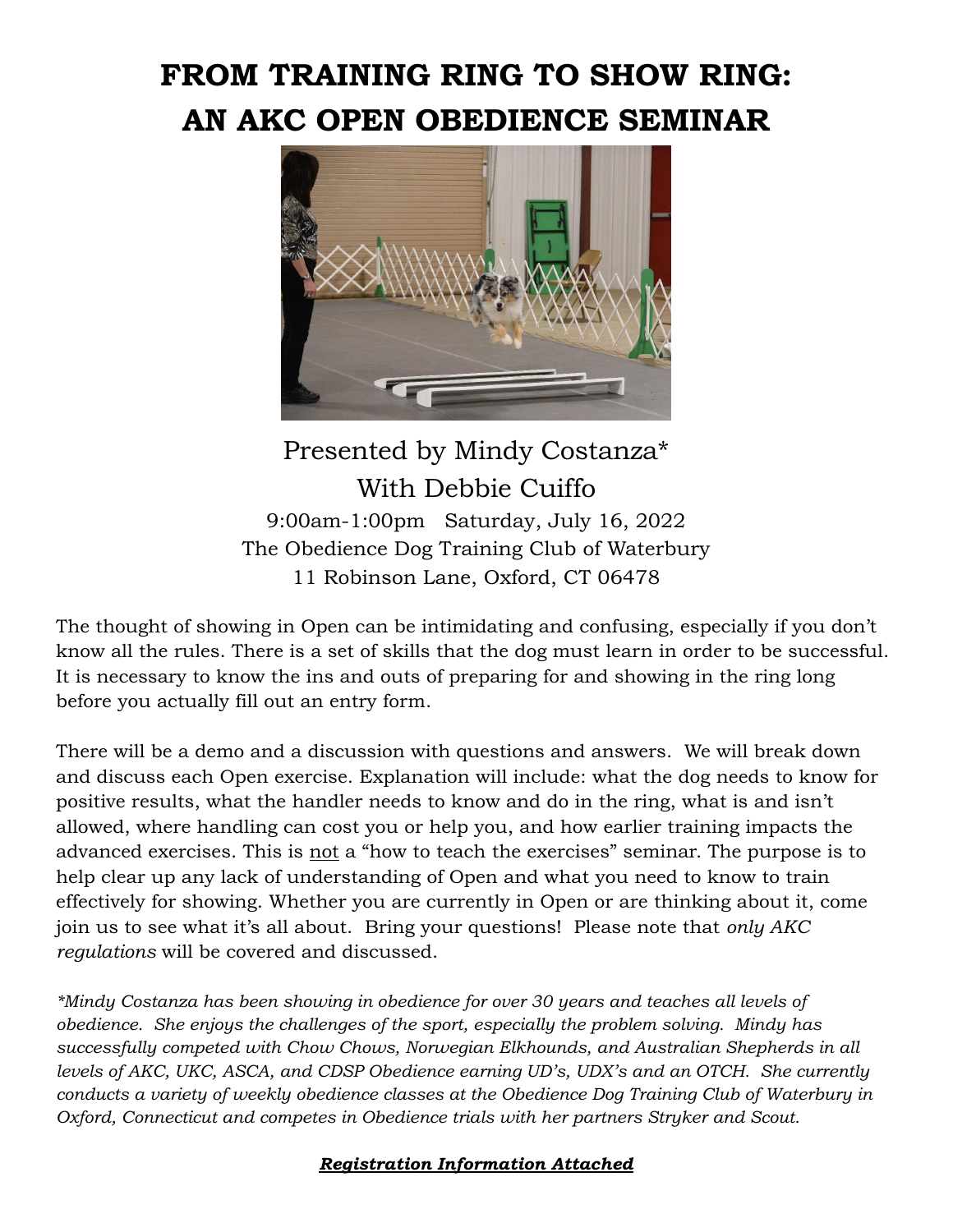# FROM TRAINING RING TO SHOW RING: AN AKC OPEN OBEDIENCE SEMINAR

Presented by Mindy Costanza*

With Debbie Cuiffo

9:00am-1:00pm Saturday, July 16, 2022

The Obedience Dog Training Club of Waterbury

11 Robinson Lane, Oxford, CT 06478

The thought of showing in Open can be intimidating and confusing, especially if you don't know all the rules. There is a set of skills that the dog must learn in order to be successful. It is necessary to know the ins and outs of preparing for and showing in the ring long before you actually fill out an entry form.

There will be a demo and a discussion with questions and answers. We will break down and discuss each Open exercise. Explanation will include: what the dog needs to know for positive results, what the handler needs to know and do in the ring, what is and isn't allowed, where handling can cost you or help you, and how earlier training impacts the advanced exercises. This is <u>not</u> a "how to teach the exercises" seminar. The purpose is to help clear up any lack of understanding of Open and what you need to know to train effectively for showing. Whether you are currently in Open or are thinking about it, come join us to see what it's all about. Bring your questions! Please note that *only AKC regulations* will be covered and discussed.

*\*Mindy Costanza has been showing in obedience for over 30 years and teaches all levels of obedience. She enjoys the challenges of the sport, especially the problem solving. Mindy has successfully competed with Chow Chows, Norwegian Elkhounds, and Australian Shepherds in all levels of AKC, UKC, ASCA, and CDSP Obedience earning UD's, UDX's and an OTCH. She currently conducts a variety of weekly obedience classes at the Obedience Dog Training Club of Waterbury in Oxford, Connecticut and competes in Obedience trials with her partners Stryker and Scout.*

***<u>Registration Information Attached</u>***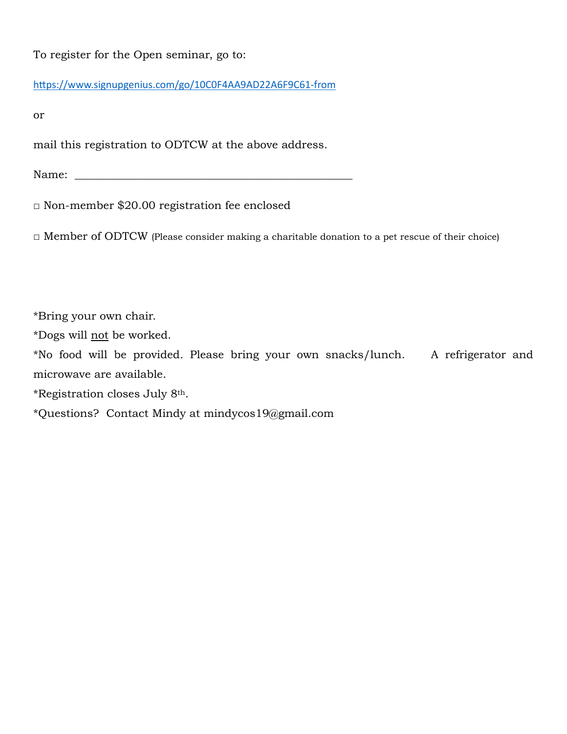To register for the Open seminar, go to:

https://www.signupgenius.com/go/10C0F4AA9AD22A6F9C61-from

or

mail this registration to ODTCW at the above address.

Name: ______________________________________________

□ Non-member $20.00 registration fee enclosed

□ Member of ODTCW (Please consider making a charitable donation to a pet rescue of their choice)

*Bring your own chair.

*Dogs will not be worked.

*No food will be provided. Please bring your own snacks/lunch. A refrigerator and microwave are available.

*Registration closes July 8th.

*Questions? Contact Mindy at mindycos19@gmail.com